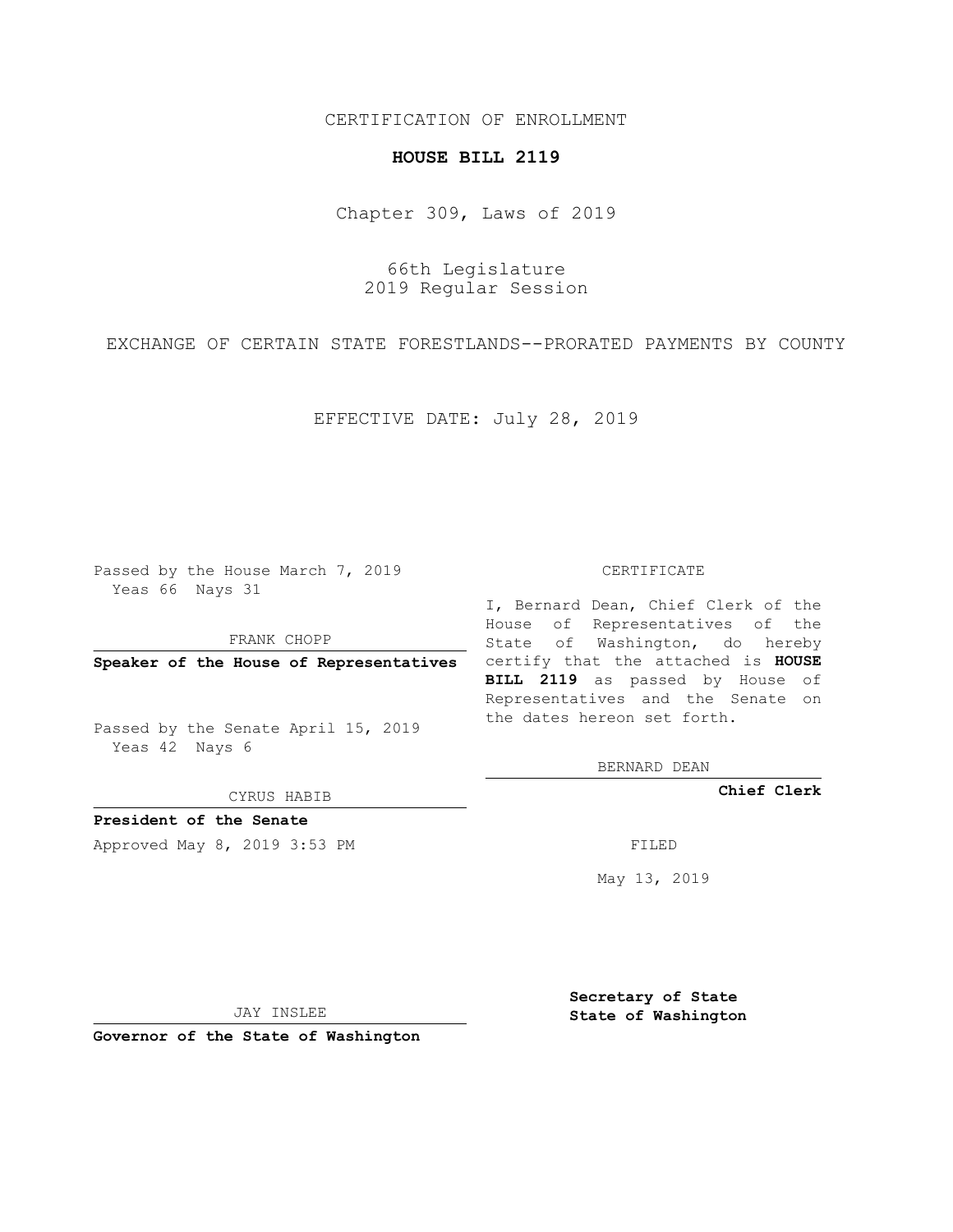CERTIFICATION OF ENROLLMENT

**HOUSE BILL 2119**

Chapter 309, Laws of 2019

66th Legislature
2019 Regular Session

EXCHANGE OF CERTAIN STATE FORESTLANDS--PRORATED PAYMENTS BY COUNTY

EFFECTIVE DATE: July 28, 2019

Passed by the House March 7, 2019
Yeas 66 Nays 31

FRANK CHOPP

**Speaker of the House of Representatives**

Passed by the Senate April 15, 2019
Yeas 42 Nays 6

CYRUS HABIB

**President of the Senate**

Approved May 8, 2019 3:53 PM

JAY INSLEE

**Governor of the State of Washington**

CERTIFICATE

I, Bernard Dean, Chief Clerk of the House of Representatives of the State of Washington, do hereby certify that the attached is **HOUSE BILL 2119** as passed by House of Representatives and the Senate on the dates hereon set forth.

BERNARD DEAN

**Chief Clerk**

FILED

May 13, 2019

**Secretary of State**
**State of Washington**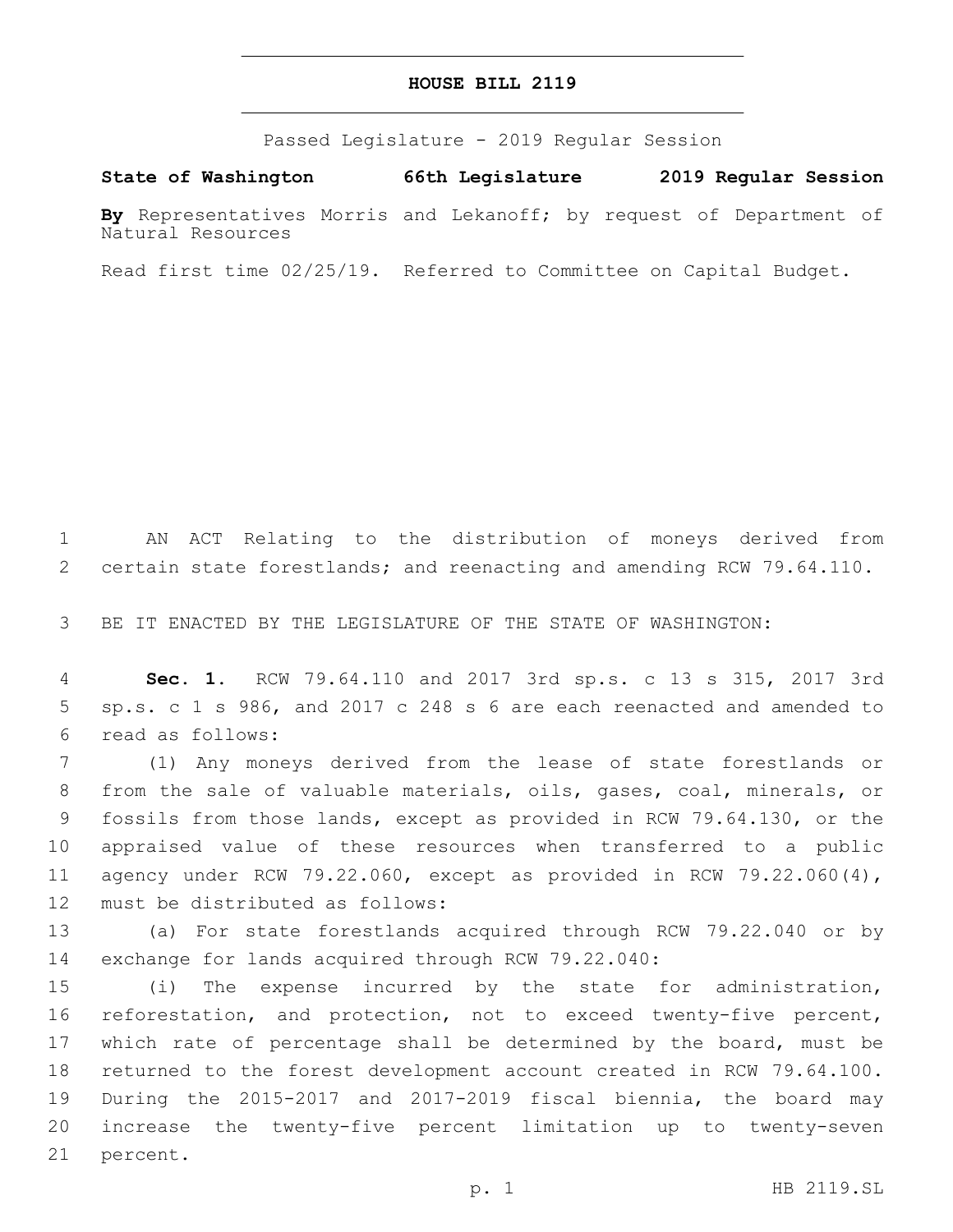# HOUSE BILL 2119

Passed Legislature - 2019 Regular Session

**State of Washington 66th Legislature 2019 Regular Session**

**By** Representatives Morris and Lekanoff; by request of Department of Natural Resources

Read first time 02/25/19. Referred to Committee on Capital Budget.

AN ACT Relating to the distribution of moneys derived from certain state forestlands; and reenacting and amending RCW 79.64.110.

BE IT ENACTED BY THE LEGISLATURE OF THE STATE OF WASHINGTON:

**Sec. 1.** RCW 79.64.110 and 2017 3rd sp.s. c 13 s 315, 2017 3rd sp.s. c 1 s 986, and 2017 c 248 s 6 are each reenacted and amended to read as follows:

(1) Any moneys derived from the lease of state forestlands or from the sale of valuable materials, oils, gases, coal, minerals, or fossils from those lands, except as provided in RCW 79.64.130, or the appraised value of these resources when transferred to a public agency under RCW 79.22.060, except as provided in RCW 79.22.060(4), must be distributed as follows:

(a) For state forestlands acquired through RCW 79.22.040 or by exchange for lands acquired through RCW 79.22.040:

(i) The expense incurred by the state for administration, reforestation, and protection, not to exceed twenty-five percent, which rate of percentage shall be determined by the board, must be returned to the forest development account created in RCW 79.64.100. During the 2015-2017 and 2017-2019 fiscal biennia, the board may increase the twenty-five percent limitation up to twenty-seven percent.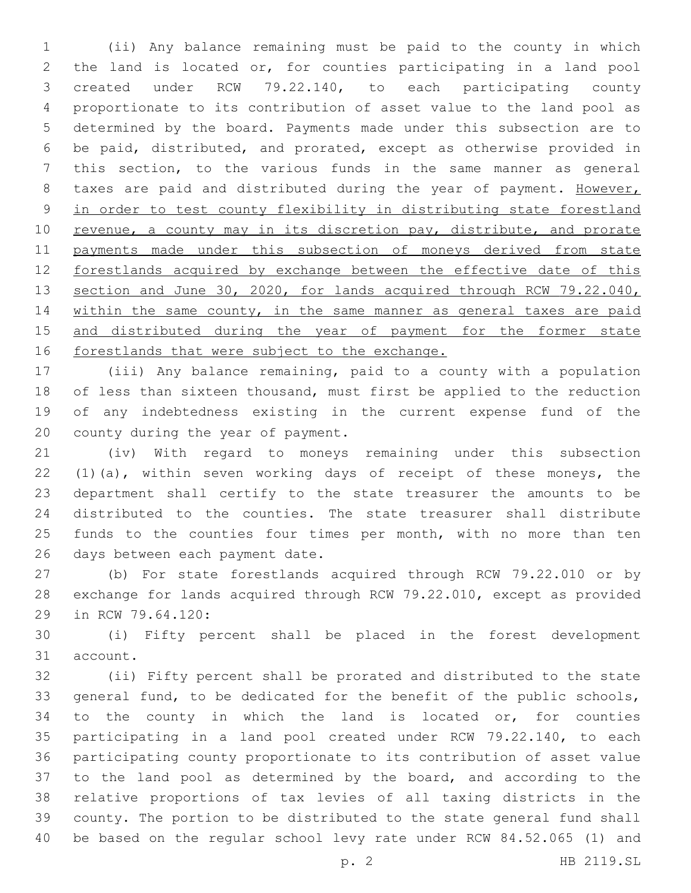(ii) Any balance remaining must be paid to the county in which the land is located or, for counties participating in a land pool created under RCW 79.22.140, to each participating county proportionate to its contribution of asset value to the land pool as determined by the board. Payments made under this subsection are to be paid, distributed, and prorated, except as otherwise provided in this section, to the various funds in the same manner as general taxes are paid and distributed during the year of payment. <u>However, in order to test county flexibility in distributing state forestland revenue, a county may in its discretion pay, distribute, and prorate payments made under this subsection of moneys derived from state forestlands acquired by exchange between the effective date of this section and June 30, 2020, for lands acquired through RCW 79.22.040, within the same county, in the same manner as general taxes are paid and distributed during the year of payment for the former state forestlands that were subject to the exchange.</u>

(iii) Any balance remaining, paid to a county with a population of less than sixteen thousand, must first be applied to the reduction of any indebtedness existing in the current expense fund of the county during the year of payment.

(iv) With regard to moneys remaining under this subsection (1)(a), within seven working days of receipt of these moneys, the department shall certify to the state treasurer the amounts to be distributed to the counties. The state treasurer shall distribute funds to the counties four times per month, with no more than ten days between each payment date.

(b) For state forestlands acquired through RCW 79.22.010 or by exchange for lands acquired through RCW 79.22.010, except as provided in RCW 79.64.120:

(i) Fifty percent shall be placed in the forest development account.

(ii) Fifty percent shall be prorated and distributed to the state general fund, to be dedicated for the benefit of the public schools, to the county in which the land is located or, for counties participating in a land pool created under RCW 79.22.140, to each participating county proportionate to its contribution of asset value to the land pool as determined by the board, and according to the relative proportions of tax levies of all taxing districts in the county. The portion to be distributed to the state general fund shall be based on the regular school levy rate under RCW 84.52.065 (1) and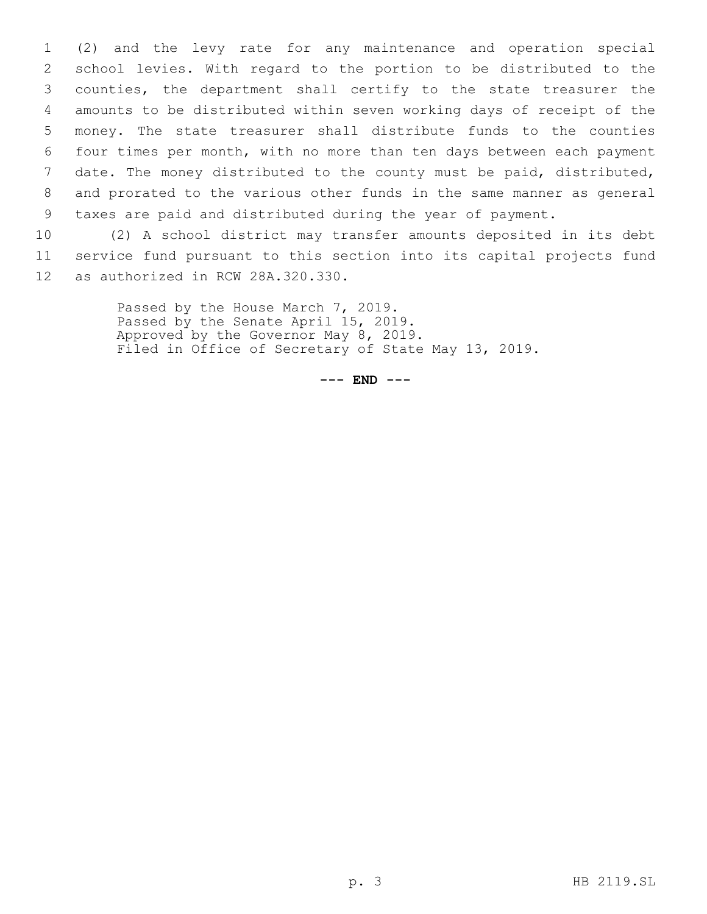(2) and the levy rate for any maintenance and operation special school levies. With regard to the portion to be distributed to the counties, the department shall certify to the state treasurer the amounts to be distributed within seven working days of receipt of the money. The state treasurer shall distribute funds to the counties four times per month, with no more than ten days between each payment date. The money distributed to the county must be paid, distributed, and prorated to the various other funds in the same manner as general taxes are paid and distributed during the year of payment.

(2) A school district may transfer amounts deposited in its debt service fund pursuant to this section into its capital projects fund as authorized in RCW 28A.320.330.

Passed by the House March 7, 2019.
Passed by the Senate April 15, 2019.
Approved by the Governor May 8, 2019.
Filed in Office of Secretary of State May 13, 2019.

**--- END ---**